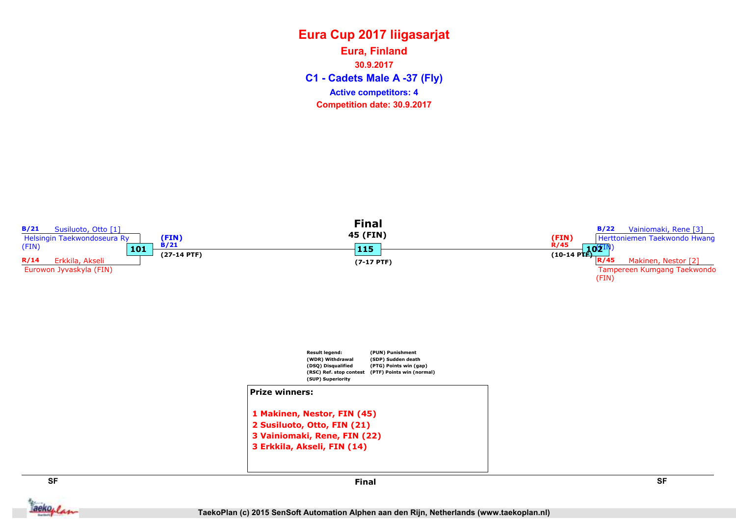# Eura Cup 2017 liigasarjat

## Eura, Finland

30.9.2017

### C1 - Cadets Male A -37 (Fly)

Active competitors: 4

Competition date: 30.9.2017

**SF**

B/21 Susiluoto, Otto [1]
Helsingin Taekwondoseura Ry (FIN)

R/14 Erkkila, Akseli
Eurowon Jyvaskyla (FIN)

Match 101 — Winner: (FIN) B/21 (27-14 PTF)

**Final**

45 (FIN)

Match 115 (7-17 PTF)

**SF**

B/22 Vainiomaki, Rene [3]
Herttoniemen Taekwondo Hwang (FIN)

R/45 Makinen, Nestor [2]
Tampereen Kumgang Taekwondo (FIN)

Match 102 — Winner: (FIN) R/45 (10-14 PTF)

Result legend:
(WDR) Withdrawal
(DSQ) Disqualified
(RSC) Ref. stop contest
(SUP) Superiority
(PUN) Punishment
(SDP) Sudden death
(PTG) Points win (gap)
(PTF) Points win (normal)

**Prize winners:**

1 Makinen, Nestor, FIN (45)
2 Susiluoto, Otto, FIN (21)
3 Vainiomaki, Rene, FIN (22)
3 Erkkila, Akseli, FIN (14)

TaekoPlan (c) 2015 SenSoft Automation Alphen aan den Rijn, Netherlands (www.taekoplan.nl)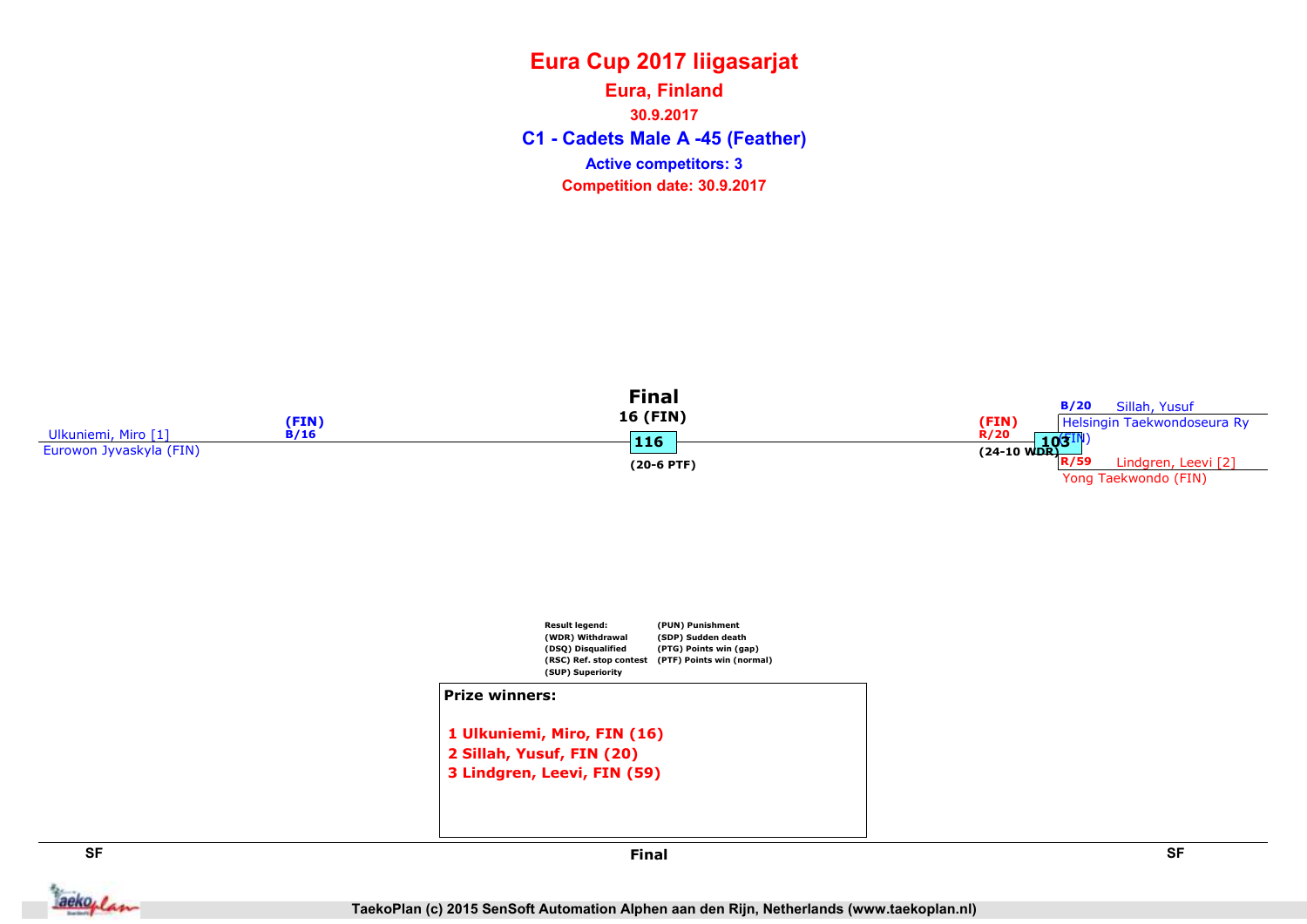# Eura Cup 2017 liigasarjat

## Eura, Finland

30.9.2017

## C1 - Cadets Male A -45 (Feather)

Active competitors: 3

Competition date: 30.9.2017

**Final**

16 (FIN)

**116**

(20-6 PTF)

Ulkuniemi, Miro [1]
Eurowon Jyvaskyla (FIN)
(FIN)
B/16

(FIN)
R/20
(24-10 WDR)
**103**

B/20 Sillah, Yusuf
Helsingin Taekwondoseura Ry (FIN)

R/59 Lindgren, Leevi [2]
Yong Taekwondo (FIN)

Result legend:
(WDR) Withdrawal
(DSQ) Disqualified
(RSC) Ref. stop contest
(SUP) Superiority
(PUN) Punishment
(SDP) Sudden death
(PTG) Points win (gap)
(PTF) Points win (normal)

**Prize winners:**

1 Ulkuniemi, Miro, FIN (16)
2 Sillah, Yusuf, FIN (20)
3 Lindgren, Leevi, FIN (59)

SF | Final | SF

TaekoPlan (c) 2015 SenSoft Automation Alphen aan den Rijn, Netherlands (www.taekoplan.nl)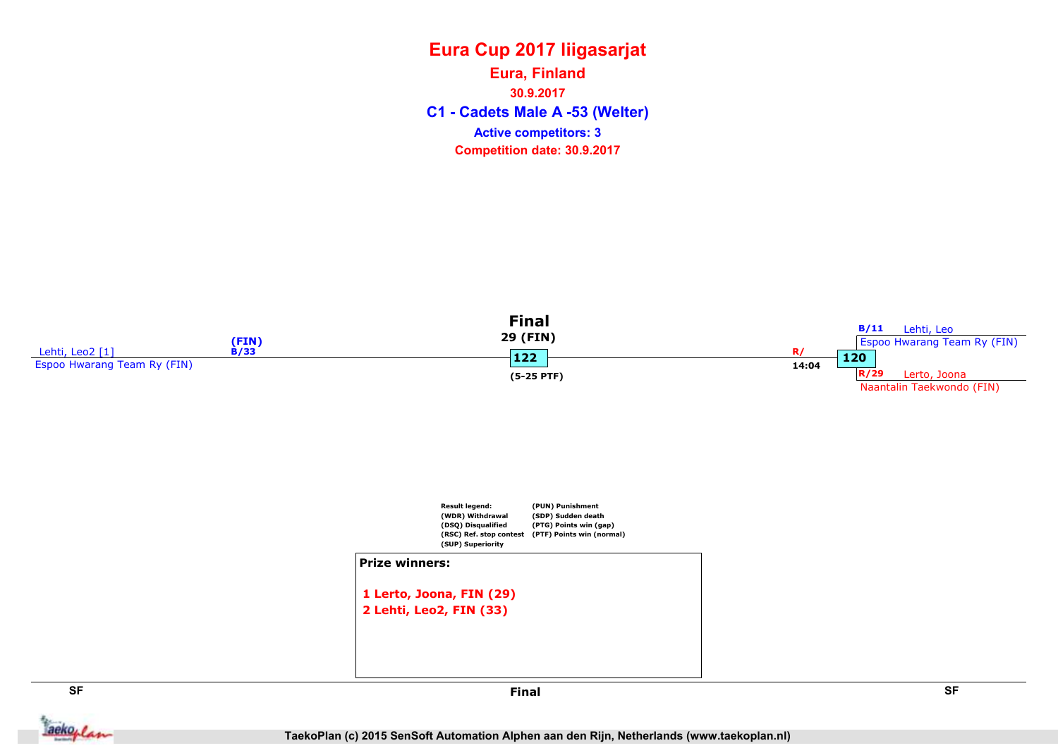# Eura Cup 2017 liigasarjat

## Eura, Finland

30.9.2017

## C1 - Cadets Male A -53 (Welter)

Active competitors: 3

Competition date: 30.9.2017

**Final**

29 (FIN)

Lehti, Leo2 [1]
Espoo Hwarang Team Ry (FIN)

(FIN)
B/33

122

(5-25 PTF)

R/
14:04

120

B/11 Lehti, Leo
Espoo Hwarang Team Ry (FIN)

R/29 Lerto, Joona
Naantalin Taekwondo (FIN)

Result legend:
(WDR) Withdrawal
(DSQ) Disqualified
(RSC) Ref. stop contest
(SUP) Superiority
(PUN) Punishment
(SDP) Sudden death
(PTG) Points win (gap)
(PTF) Points win (normal)

**Prize winners:**

1 Lerto, Joona, FIN (29)
2 Lehti, Leo2, FIN (33)

SF | Final | SF

TaekoPlan (c) 2015 SenSoft Automation Alphen aan den Rijn, Netherlands (www.taekoplan.nl)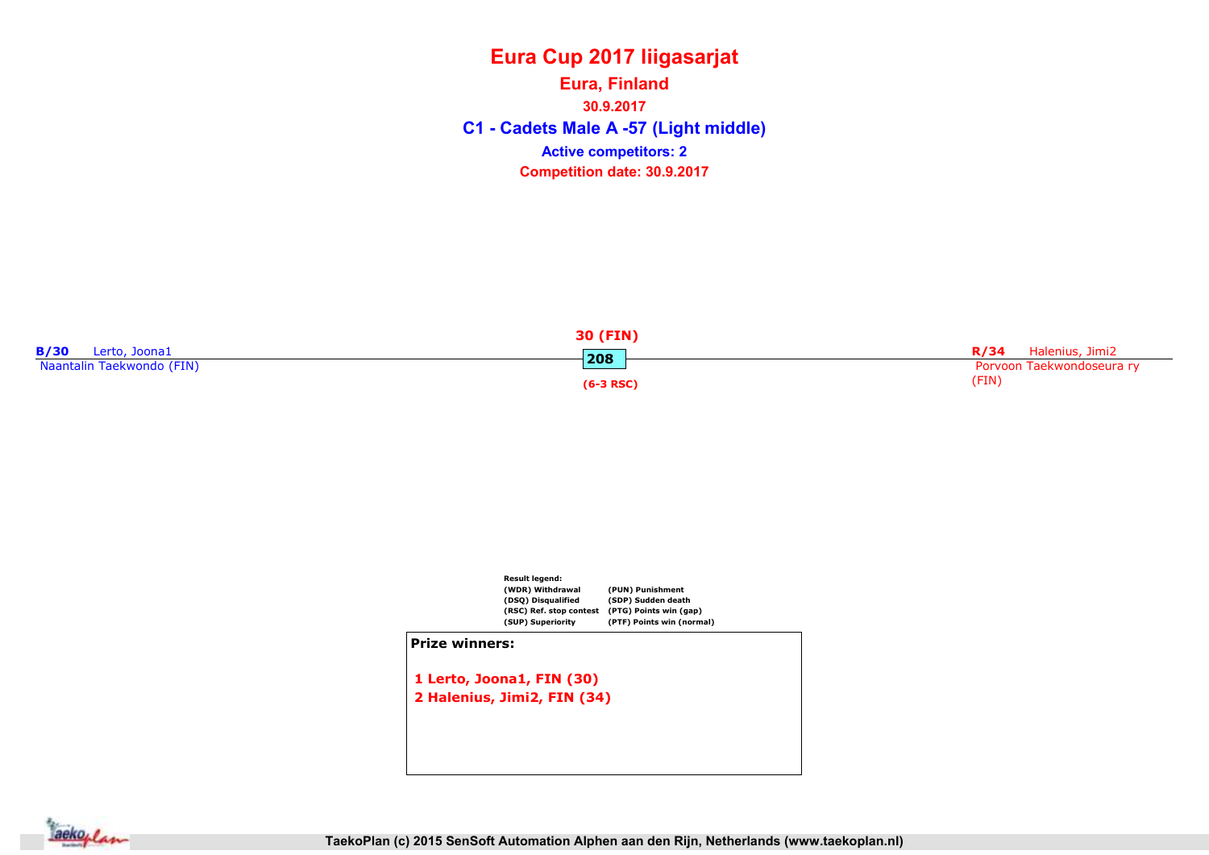# Eura Cup 2017 liigasarjat

## Eura, Finland

30.9.2017

### C1 - Cadets Male A -57 (Light middle)

**Active competitors: 2**

**Competition date: 30.9.2017**

**B/30** Lerto, Joona1
Naantalin Taekwondo (FIN)

**30 (FIN)**
**208**
**(6-3 RSC)**

**R/34** Halenius, Jimi2
Porvoon Taekwondoseura ry (FIN)

Result legend:

| | |
|---|---|
| (WDR) Withdrawal | (PUN) Punishment |
| (DSQ) Disqualified | (SDP) Sudden death |
| (RSC) Ref. stop contest | (PTG) Points win (gap) |
| (SUP) Superiority | (PTF) Points win (normal) |

**Prize winners:**

1 Lerto, Joona1, FIN (30)
2 Halenius, Jimi2, FIN (34)

TaekoPlan (c) 2015 SenSoft Automation Alphen aan den Rijn, Netherlands (www.taekoplan.nl)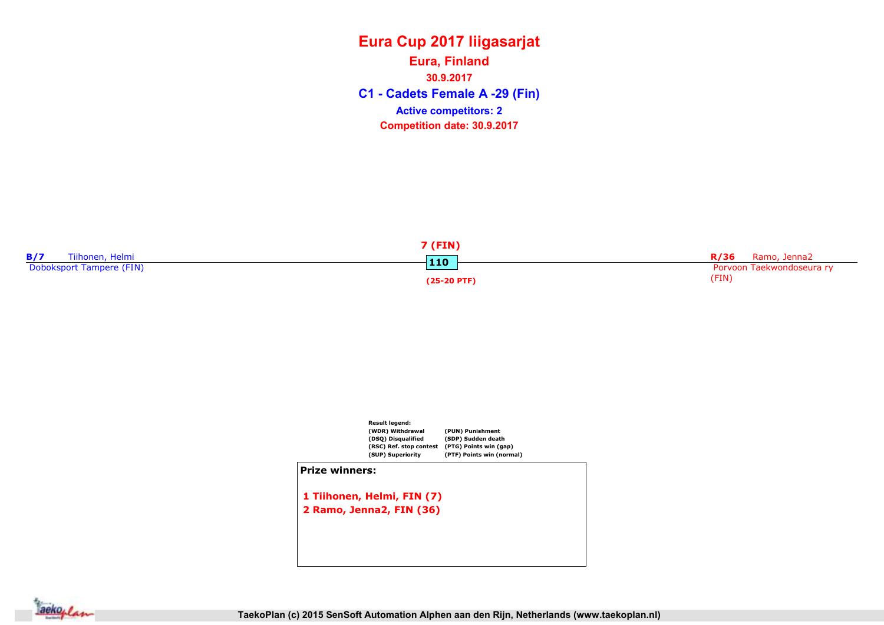# Eura Cup 2017 liigasarjat

## Eura, Finland

30.9.2017

## C1 - Cadets Female A -29 (Fin)

**Active competitors: 2**

**Competition date: 30.9.2017**

**B/7** Tiihonen, Helmi
Doboksport Tampere (FIN)

**7 (FIN)**

**110**

**(25-20 PTF)**

**R/36** Ramo, Jenna2
Porvoon Taekwondoseura ry (FIN)

**Result legend:**

| | |
|---|---|
| (WDR) Withdrawal | (PUN) Punishment |
| (DSQ) Disqualified | (SDP) Sudden death |
| (RSC) Ref. stop contest | (PTG) Points win (gap) |
| (SUP) Superiority | (PTF) Points win (normal) |

**Prize winners:**

1 Tiihonen, Helmi, FIN (7)
2 Ramo, Jenna2, FIN (36)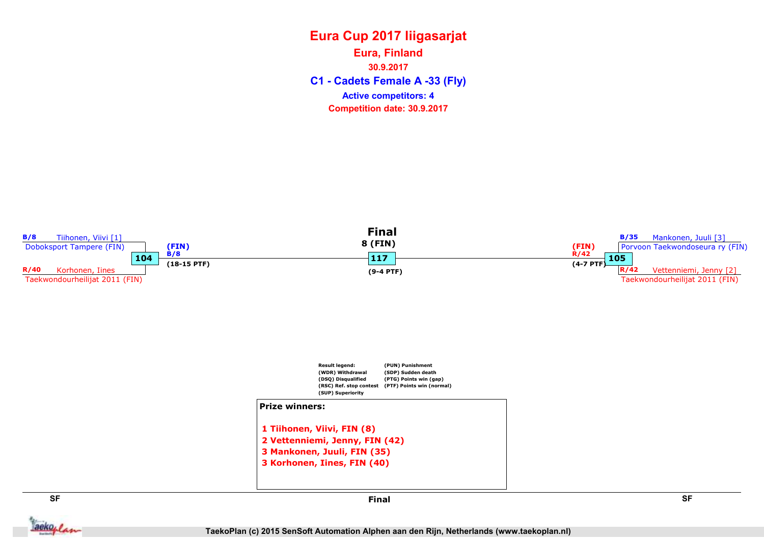# Eura Cup 2017 liigasarjat

## Eura, Finland

30.9.2017

### C1 - Cadets Female A -33 (Fly)

Active competitors: 4

Competition date: 30.9.2017

**SF**

B/8 Tiihonen, Viivi [1]
Doboksport Tampere (FIN)

104

R/40 Korhonen, Iines
Taekwondourheilijat 2011 (FIN)

(FIN)
B/8
(18-15 PTF)

**Final**

8 (FIN)

117

(9-4 PTF)

**SF**

B/35 Mankonen, Juuli [3]
Porvoon Taekwondoseura ry (FIN)

105

R/42 Vettenniemi, Jenny [2]
Taekwondourheilijat 2011 (FIN)

(FIN)
R/42
(4-7 PTF)

Result legend:
(WDR) Withdrawal
(DSQ) Disqualified
(RSC) Ref. stop contest
(SUP) Superiority
(PUN) Punishment
(SDP) Sudden death
(PTG) Points win (gap)
(PTF) Points win (normal)

**Prize winners:**

1 Tiihonen, Viivi, FIN (8)
2 Vettenniemi, Jenny, FIN (42)
3 Mankonen, Juuli, FIN (35)
3 Korhonen, Iines, FIN (40)

TaekoPlan (c) 2015 SenSoft Automation Alphen aan den Rijn, Netherlands (www.taekoplan.nl)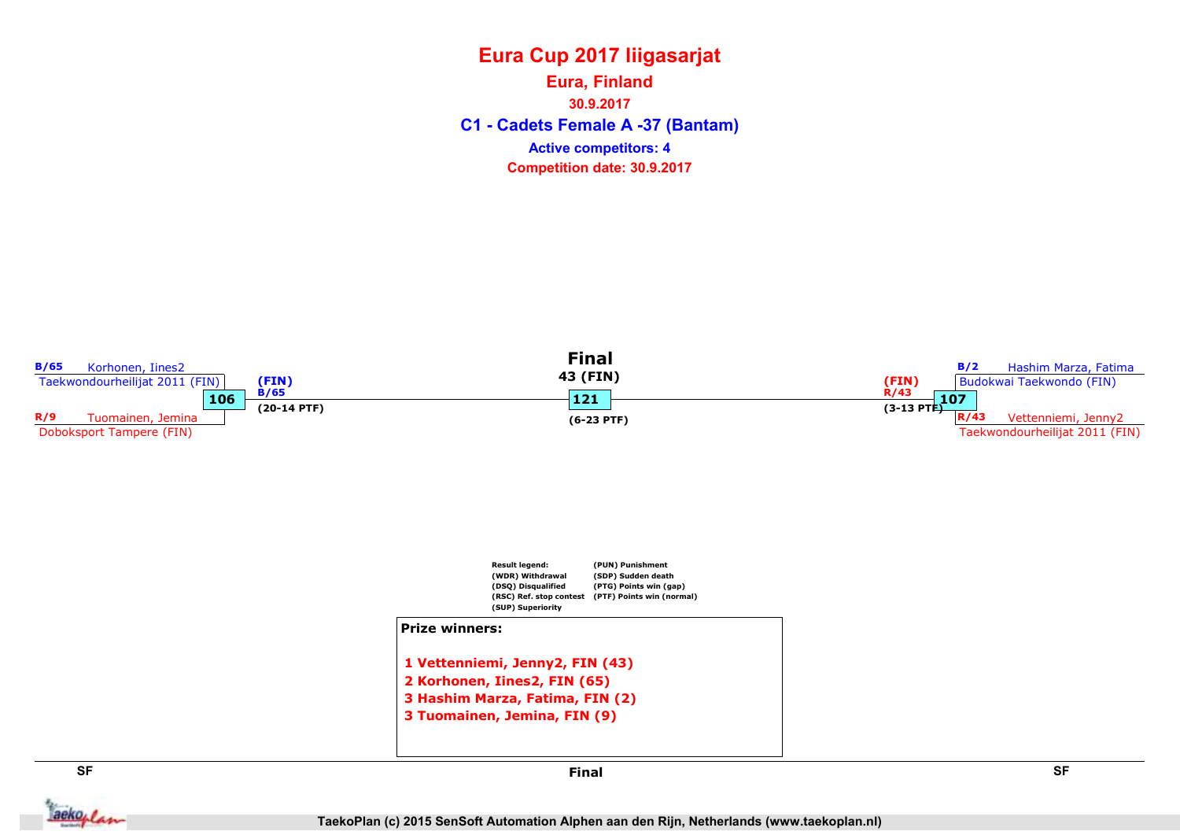# Eura Cup 2017 liigasarjat

## Eura, Finland

30.9.2017

## C1 - Cadets Female A -37 (Bantam)

Active competitors: 4

Competition date: 30.9.2017

**SF (left)**

B/65 Korhonen, Iines2
Taekwondourheilijat 2011 (FIN)

**106**

R/9 Tuomainen, Jemina
Dobo​ksport Tampere (FIN)

Winner: (FIN) B/65 (20-14 PTF)

**Final**

43 (FIN)

**121**

(6-23 PTF)

**SF (right)**

B/2 Hashim Marza, Fatima
Budokwai Taekwondo (FIN)

**107**

R/43 Vettenniemi, Jenny2
Taekwondourheilijat 2011 (FIN)

Winner: (FIN) R/43 (3-13 PTF)

Result legend:
(WDR) Withdrawal
(DSQ) Disqualified
(RSC) Ref. stop contest
(SUP) Superiority
(PUN) Punishment
(SDP) Sudden death
(PTG) Points win (gap)
(PTF) Points win (normal)

**Prize winners:**

1 Vettenniemi, Jenny2, FIN (43)
2 Korhonen, Iines2, FIN (65)
3 Hashim Marza, Fatima, FIN (2)
3 Tuomainen, Jemina, FIN (9)

SF | Final | SF

TaekoPlan (c) 2015 SenSoft Automation Alphen aan den Rijn, Netherlands (www.taekoplan.nl)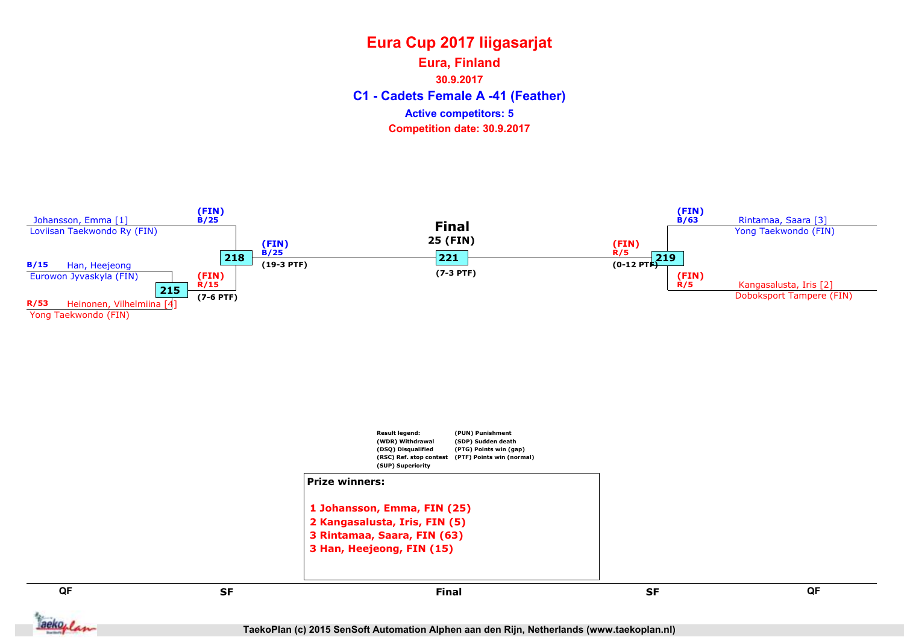# Eura Cup 2017 liigasarjat

## Eura, Finland

**30.9.2017**

## C1 - Cadets Female A -41 (Feather)

**Active competitors: 5**

**Competition date: 30.9.2017**

Johansson, Emma [1]
Loviisan Taekwondo Ry (FIN)

(FIN)
B/25

B/15 Han, Heejeong
Eurowon Jyvaskyla (FIN)

215

(FIN)
R/15
(7-6 PTF)

R/53 Heinonen, Vilhelmiina [4]
Yong Taekwondo (FIN)

218

(FIN)
B/25
(19-3 PTF)

**Final**
**25 (FIN)**

221

(7-3 PTF)

(FIN)
R/5
(0-12 PTF)

219

(FIN)
B/63
Rintamaa, Saara [3]
Yong Taekwondo (FIN)

(FIN)
R/5
Kangasalusta, Iris [2]
Doboksport Tampere (FIN)

Result legend:
(WDR) Withdrawal
(DSQ) Disqualified
(RSC) Ref. stop contest
(SUP) Superiority
(PUN) Punishment
(SDP) Sudden death
(PTG) Points win (gap)
(PTF) Points win (normal)

**Prize winners:**

1 Johansson, Emma, FIN (25)
2 Kangasalusta, Iris, FIN (5)
3 Rintamaa, Saara, FIN (63)
3 Han, Heejeong, FIN (15)

QF | SF | Final | SF | QF

TaekoPlan (c) 2015 SenSoft Automation Alphen aan den Rijn, Netherlands (www.taekoplan.nl)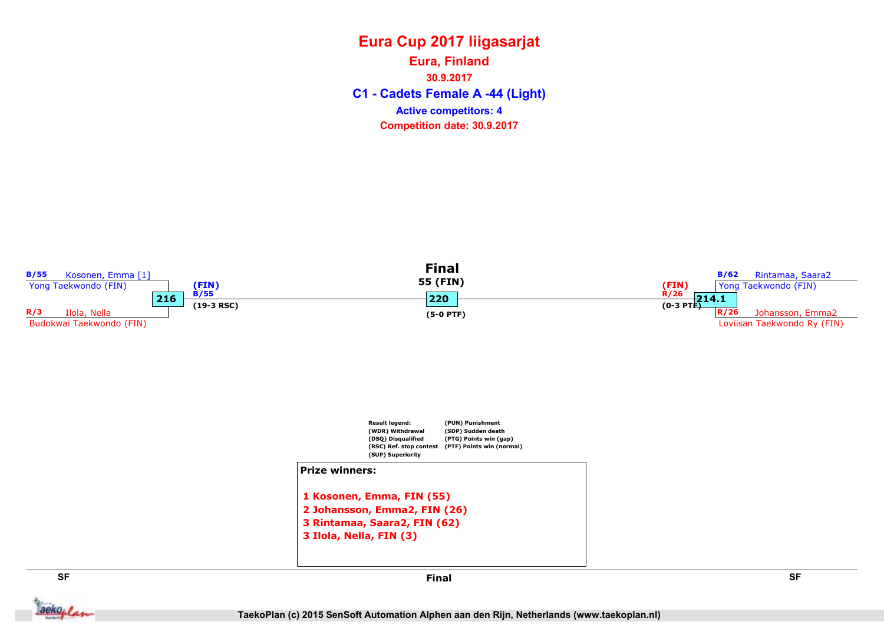# Eura Cup 2017 liigasarjat

## Eura, Finland

30.9.2017

## C1 - Cadets Female A -44 (Light)

Active competitors: 4

Competition date: 30.9.2017

**SF**

B/55 Kosonen, Emma [1]
Yong Taekwondo (FIN)

216

R/3 Ilola, Nella
Budokwai Taekwondo (FIN)

(FIN)
B/55
(19-3 RSC)

**Final**

55 (FIN)

220

(5-0 PTF)

**SF**

B/62 Rintamaa, Saara2
Yong Taekwondo (FIN)

214.1

R/26 Johansson, Emma2
Loviisan Taekwondo Ry (FIN)

(FIN)
R/26
(0-3 PTF)

Result legend:
(WDR) Withdrawal
(DSQ) Disqualified
(RSC) Ref. stop contest
(SUP) Superiority
(PUN) Punishment
(SDP) Sudden death
(PTG) Points win (gap)
(PTF) Points win (normal)

**Prize winners:**

1 Kosonen, Emma, FIN (55)
2 Johansson, Emma2, FIN (26)
3 Rintamaa, Saara2, FIN (62)
3 Ilola, Nella, FIN (3)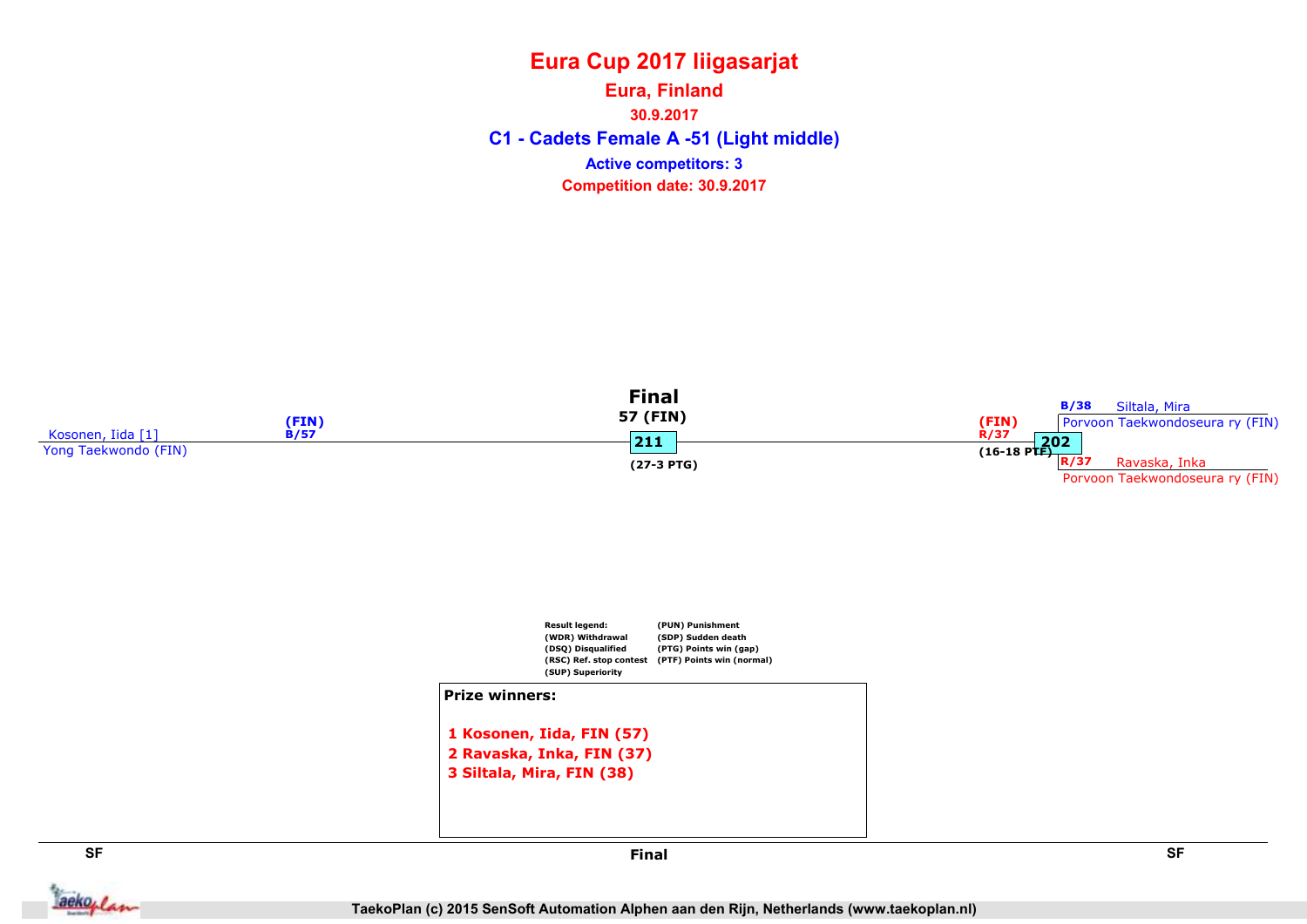# Eura Cup 2017 liigasarjat

## Eura, Finland

30.9.2017

### C1 - Cadets Female A -51 (Light middle)

Active competitors: 3

Competition date: 30.9.2017

**Final**

57 (FIN)

211

(27-3 PTG)

Kosonen, Iida [1]
Yong Taekwondo (FIN)
(FIN)
B/57

(FIN)
R/37
202
(16-18 PTF)

B/38 Siltala, Mira
Porvoon Taekwondoseura ry (FIN)

R/37 Ravaska, Inka
Porvoon Taekwondoseura ry (FIN)

Result legend:
(WDR) Withdrawal
(DSQ) Disqualified
(RSC) Ref. stop contest
(SUP) Superiority
(PUN) Punishment
(SDP) Sudden death
(PTG) Points win (gap)
(PTF) Points win (normal)

**Prize winners:**

1 Kosonen, Iida, FIN (57)
2 Ravaska, Inka, FIN (37)
3 Siltala, Mira, FIN (38)

SF | Final | SF

TaekoPlan (c) 2015 SenSoft Automation Alphen aan den Rijn, Netherlands (www.taekoplan.nl)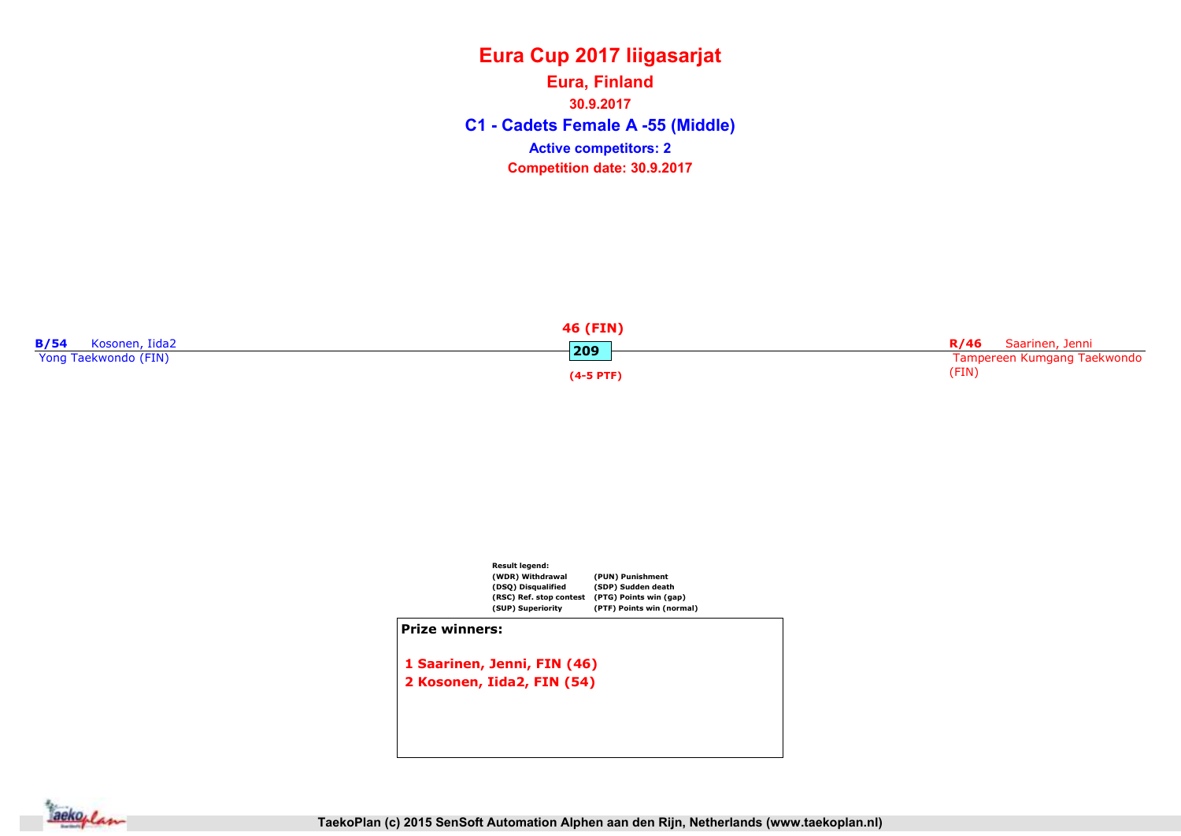# Eura Cup 2017 liigasarjat

## Eura, Finland

**30.9.2017**

## C1 - Cadets Female A -55 (Middle)

**Active competitors: 2**

**Competition date: 30.9.2017**

**B/54** Kosonen, Iida2
Yong Taekwondo (FIN)

**46 (FIN)**
**209**
**(4-5 PTF)**

**R/46** Saarinen, Jenni
Tampereen Kumgang Taekwondo (FIN)

**Result legend:**

| | |
|---|---|
| (WDR) Withdrawal | (PUN) Punishment |
| (DSQ) Disqualified | (SDP) Sudden death |
| (RSC) Ref. stop contest | (PTG) Points win (gap) |
| (SUP) Superiority | (PTF) Points win (normal) |

**Prize winners:**

1 Saarinen, Jenni, FIN (46)
2 Kosonen, Iida2, FIN (54)

TaekoPlan (c) 2015 SenSoft Automation Alphen aan den Rijn, Netherlands (www.taekoplan.nl)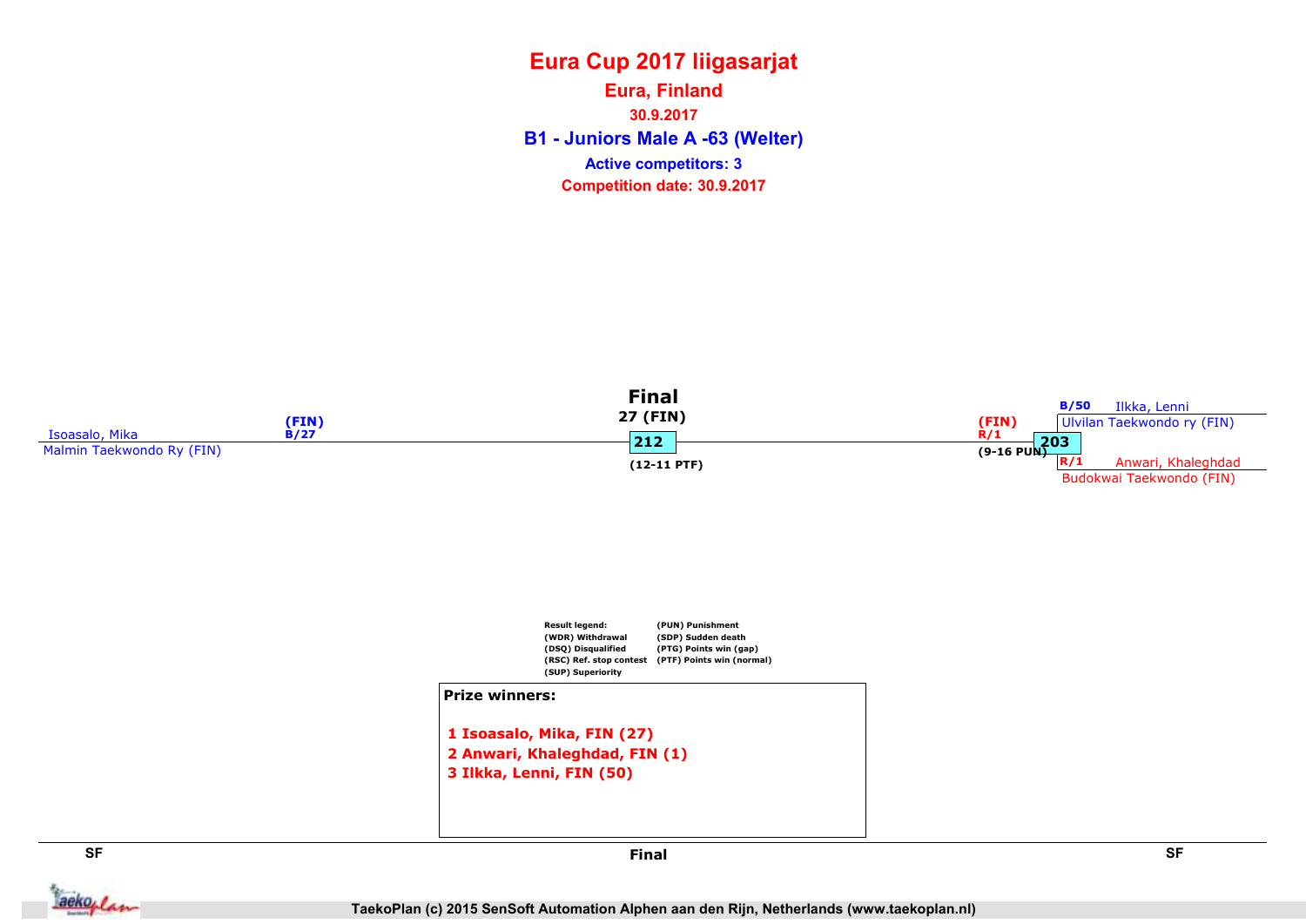# Eura Cup 2017 liigasarjat

## Eura, Finland

30.9.2017

## B1 - Juniors Male A -63 (Welter)

Active competitors: 3

Competition date: 30.9.2017

**Final**

27 (FIN)

212

(12-11 PTF)

Isoasalo, Mika
Malmin Taekwondo Ry (FIN)
(FIN)
B/27

(FIN)
R/1
(9-16 PUN)

203

B/50 Ilkka, Lenni
Ulvilan Taekwondo ry (FIN)

R/1 Anwari, Khaleghdad
Budokwai Taekwondo (FIN)

Result legend:
(WDR) Withdrawal
(DSQ) Disqualified
(RSC) Ref. stop contest
(SUP) Superiority
(PUN) Punishment
(SDP) Sudden death
(PTG) Points win (gap)
(PTF) Points win (normal)

**Prize winners:**

1 Isoasalo, Mika, FIN (27)
2 Anwari, Khaleghdad, FIN (1)
3 Ilkka, Lenni, FIN (50)

SF | Final | SF

TaekoPlan (c) 2015 SenSoft Automation Alphen aan den Rijn, Netherlands (www.taekoplan.nl)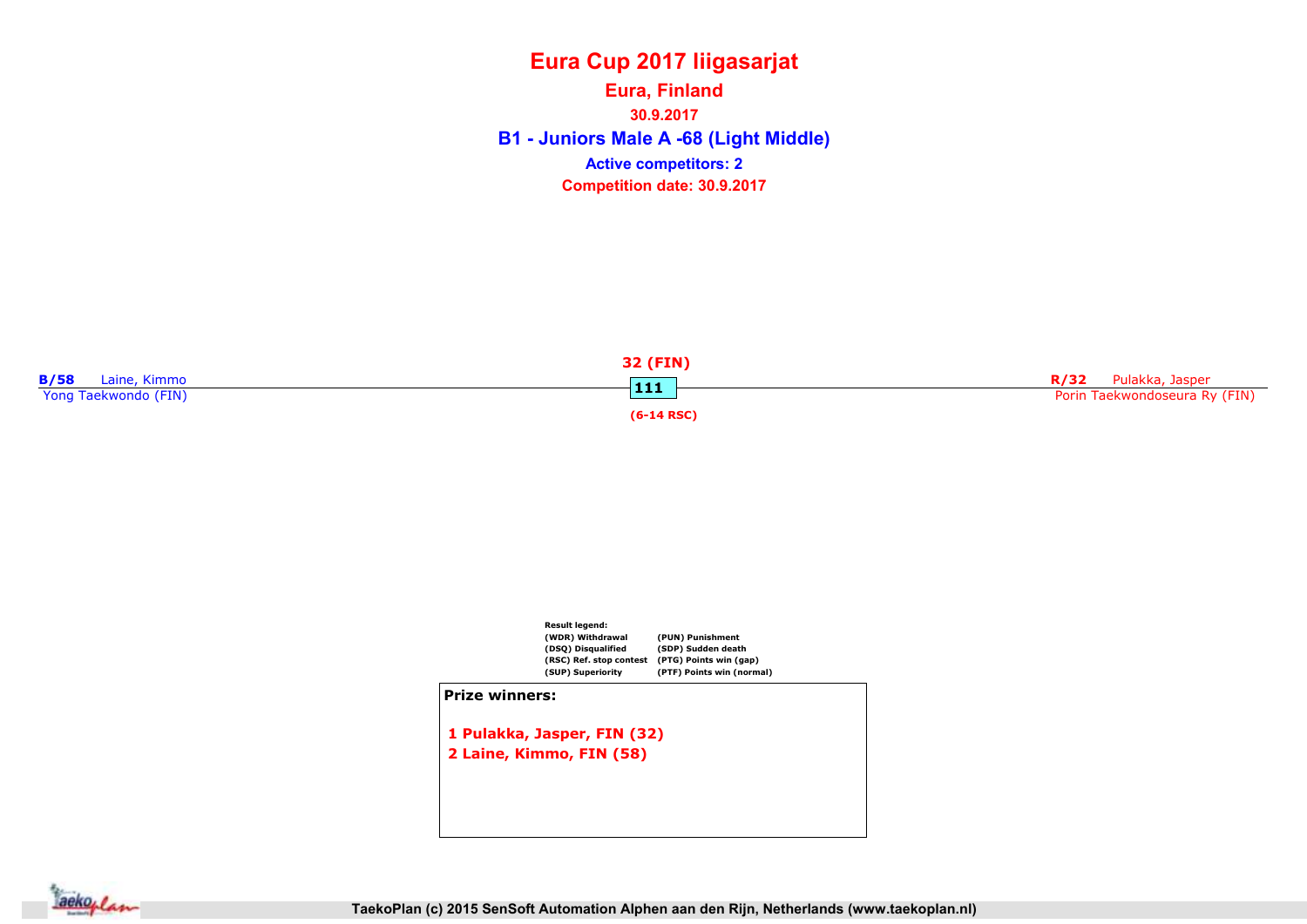# Eura Cup 2017 liigasarjat

## Eura, Finland

30.9.2017

## B1 - Juniors Male A -68 (Light Middle)

Active competitors: 2

Competition date: 30.9.2017

**B/58** Laine, Kimmo
Yong Taekwondo (FIN)

**32 (FIN)**

**111**

**(6-14 RSC)**

**R/32** Pulakka, Jasper
Porin Taekwondoseura Ry (FIN)

Result legend:

| | |
|---|---|
| (WDR) Withdrawal | (PUN) Punishment |
| (DSQ) Disqualified | (SDP) Sudden death |
| (RSC) Ref. stop contest | (PTG) Points win (gap) |
| (SUP) Superiority | (PTF) Points win (normal) |

**Prize winners:**

1 Pulakka, Jasper, FIN (32)
2 Laine, Kimmo, FIN (58)

TaekoPlan (c) 2015 SenSoft Automation Alphen aan den Rijn, Netherlands (www.taekoplan.nl)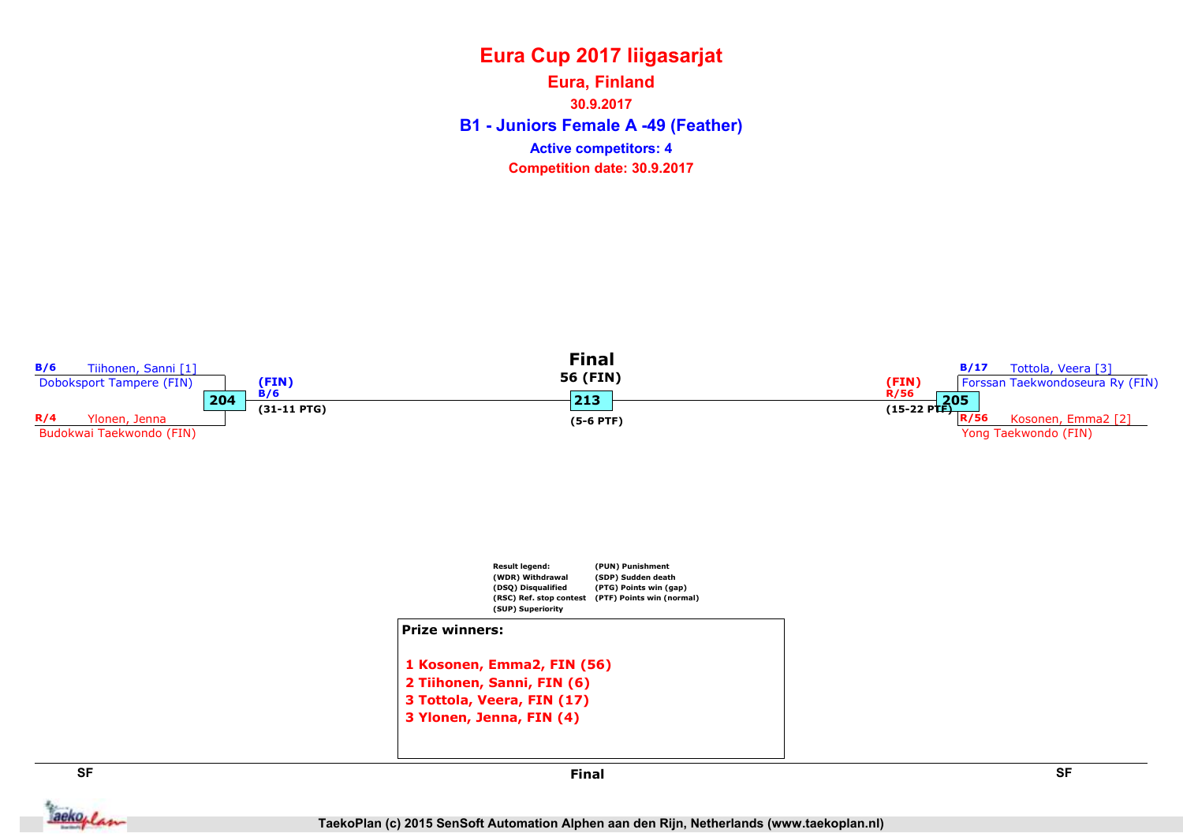# Eura Cup 2017 liigasarjat

## Eura, Finland

30.9.2017

### B1 - Juniors Female A -49 (Feather)

Active competitors: 4

Competition date: 30.9.2017

**SF**

B/6 Tiihonen, Sanni [1]
Dobokspot Tampere (FIN)

**204** — (FIN) B/6 (31-11 PTG)

R/4 Ylonen, Jenna
Budokwai Taekwondo (FIN)

**Final**

56 (FIN)

**213** (5-6 PTF)

**SF**

B/17 Tottola, Veera [3]
Forssan Taekwondoseura Ry (FIN)

**205** — (FIN) R/56 (15-22 PTF)

R/56 Kosonen, Emma2 [2]
Yong Taekwondo (FIN)

Result legend:
(WDR) Withdrawal
(DSQ) Disqualified
(RSC) Ref. stop contest
(SUP) Superiority
(PUN) Punishment
(SDP) Sudden death
(PTG) Points win (gap)
(PTF) Points win (normal)

**Prize winners:**

1 Kosonen, Emma2, FIN (56)
2 Tiihonen, Sanni, FIN (6)
3 Tottola, Veera, FIN (17)
3 Ylonen, Jenna, FIN (4)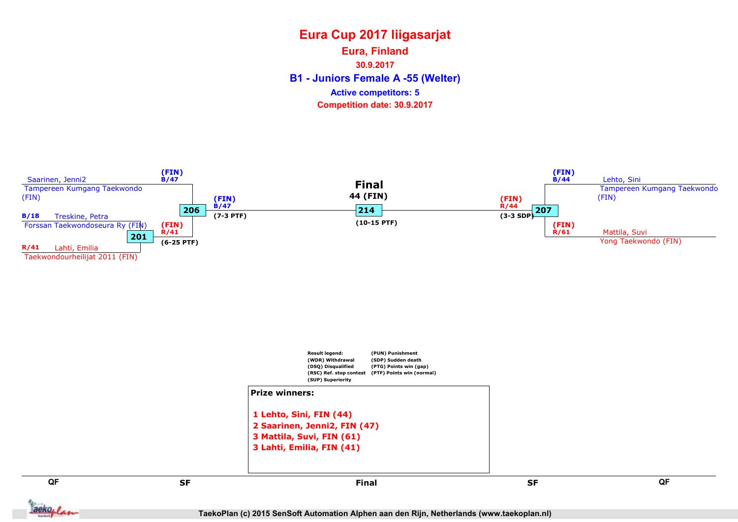# Eura Cup 2017 liigasarjat

## Eura, Finland

**30.9.2017**

## B1 - Juniors Female A -55 (Welter)

**Active competitors: 5**

**Competition date: 30.9.2017**

Saarinen, Jenni2
Tampereen Kumgang Taekwondo (FIN)

B/18 Treskine, Petra
Forssan Taekwondoseura Ry (FIN)

R/41 Lahti, Emilia
Taekwondourheilijat 2011 (FIN)

201 — (FIN) R/41 (6-25 PTF)

206 — (FIN) B/47 (7-3 PTF)

**Final**
44 (FIN)
214 (10-15 PTF)

207 — (FIN) R/44 (3-3 SDP)

(FIN) B/44 Lehto, Sini
Tampereen Kumgang Taekwondo (FIN)

(FIN) R/61 Mattila, Suvi
Yong Taekwondo (FIN)

Result legend:
(WDR) Withdrawal
(DSQ) Disqualified
(RSC) Ref. stop contest
(SUP) Superiority
(PUN) Punishment
(SDP) Sudden death
(PTG) Points win (gap)
(PTF) Points win (normal)

**Prize winners:**

1 Lehto, Sini, FIN (44)
2 Saarinen, Jenni2, FIN (47)
3 Mattila, Suvi, FIN (61)
3 Lahti, Emilia, FIN (41)

QF | SF | Final | SF | QF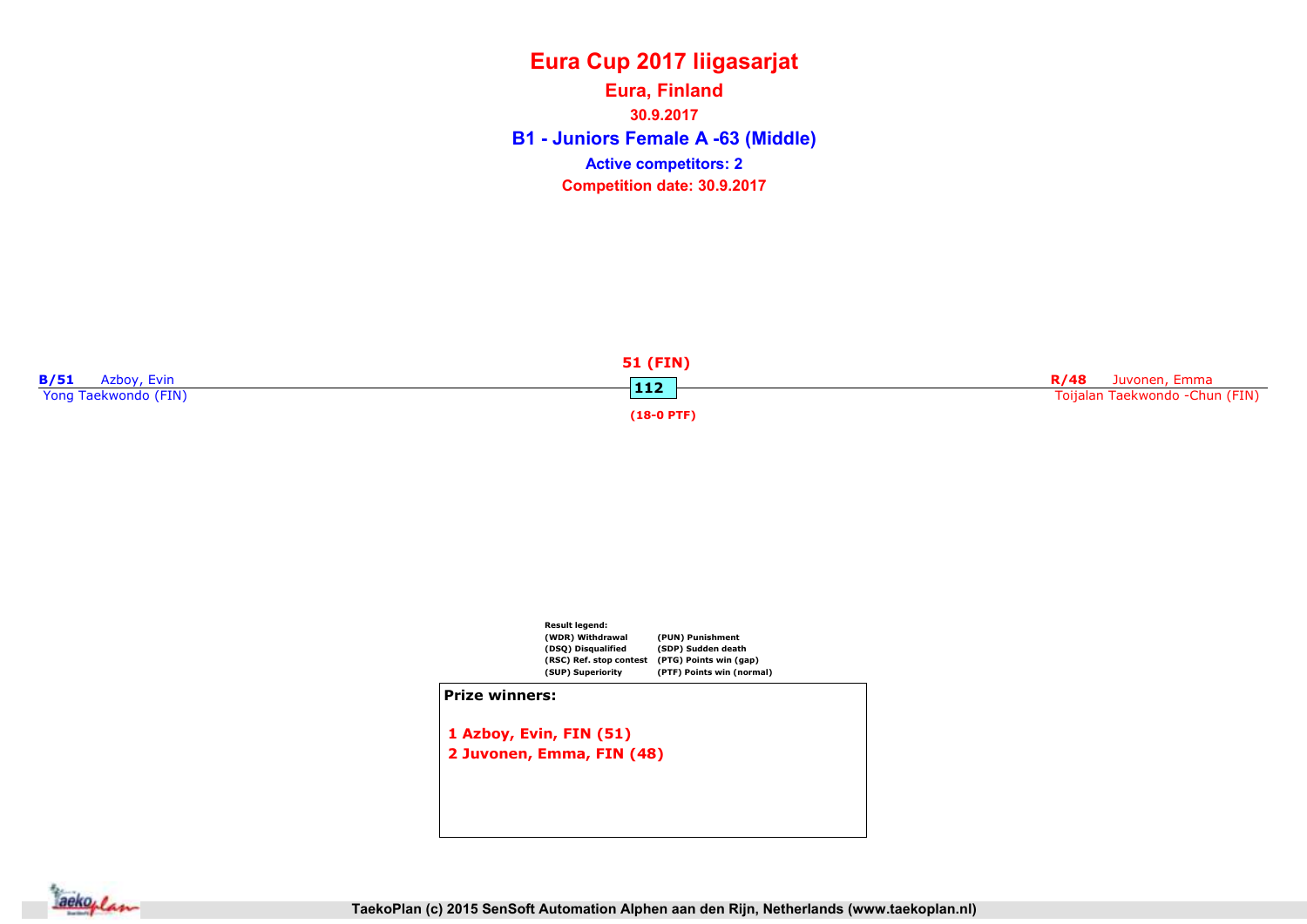# Eura Cup 2017 liigasarjat

## Eura, Finland

30.9.2017

## B1 - Juniors Female A -63 (Middle)

**Active competitors: 2**

**Competition date: 30.9.2017**

**B/51** Azboy, Evin
Yong Taekwondo (FIN)

**51 (FIN)**
**112**
**(18-0 PTF)**

**R/48** Juvonen, Emma
Toijalan Taekwondo -Chun (FIN)

**Result legend:**

| | |
|---|---|
| (WDR) Withdrawal | (PUN) Punishment |
| (DSQ) Disqualified | (SDP) Sudden death |
| (RSC) Ref. stop contest | (PTG) Points win (gap) |
| (SUP) Superiority | (PTF) Points win (normal) |

**Prize winners:**

1 Azboy, Evin, FIN (51)
2 Juvonen, Emma, FIN (48)

TaekoPlan (c) 2015 SenSoft Automation Alphen aan den Rijn, Netherlands (www.taekoplan.nl)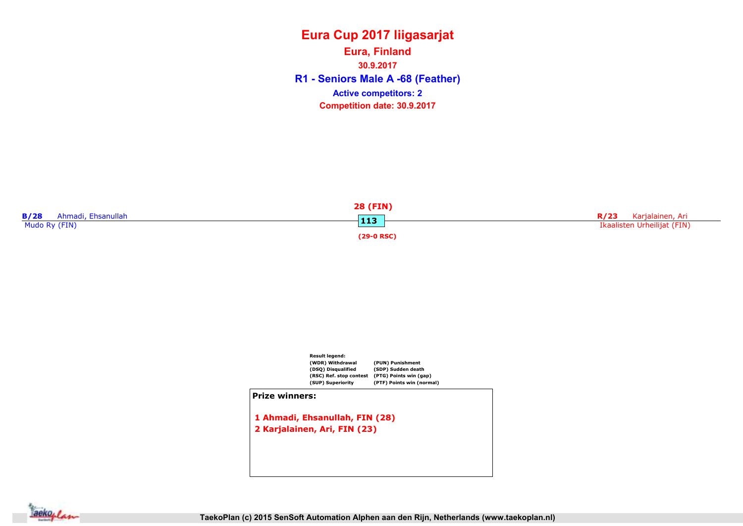# Eura Cup 2017 liigasarjat

## Eura, Finland

30.9.2017

### R1 - Seniors Male A -68 (Feather)

**Active competitors: 2**

**Competition date: 30.9.2017**

**B/28** Ahmadi, Ehsanullah
Mudo Ry (FIN)

**28 (FIN)**

**113**

**(29-0 RSC)**

**R/23** Karjalainen, Ari
Ikaalisten Urheilijat (FIN)

**Result legend:**

| | |
|---|---|
| (WDR) Withdrawal | (PUN) Punishment |
| (DSQ) Disqualified | (SDP) Sudden death |
| (RSC) Ref. stop contest | (PTG) Points win (gap) |
| (SUP) Superiority | (PTF) Points win (normal) |

**Prize winners:**

1 Ahmadi, Ehsanullah, FIN (28)
2 Karjalainen, Ari, FIN (23)

TaekoPlan (c) 2015 SenSoft Automation Alphen aan den Rijn, Netherlands (www.taekoplan.nl)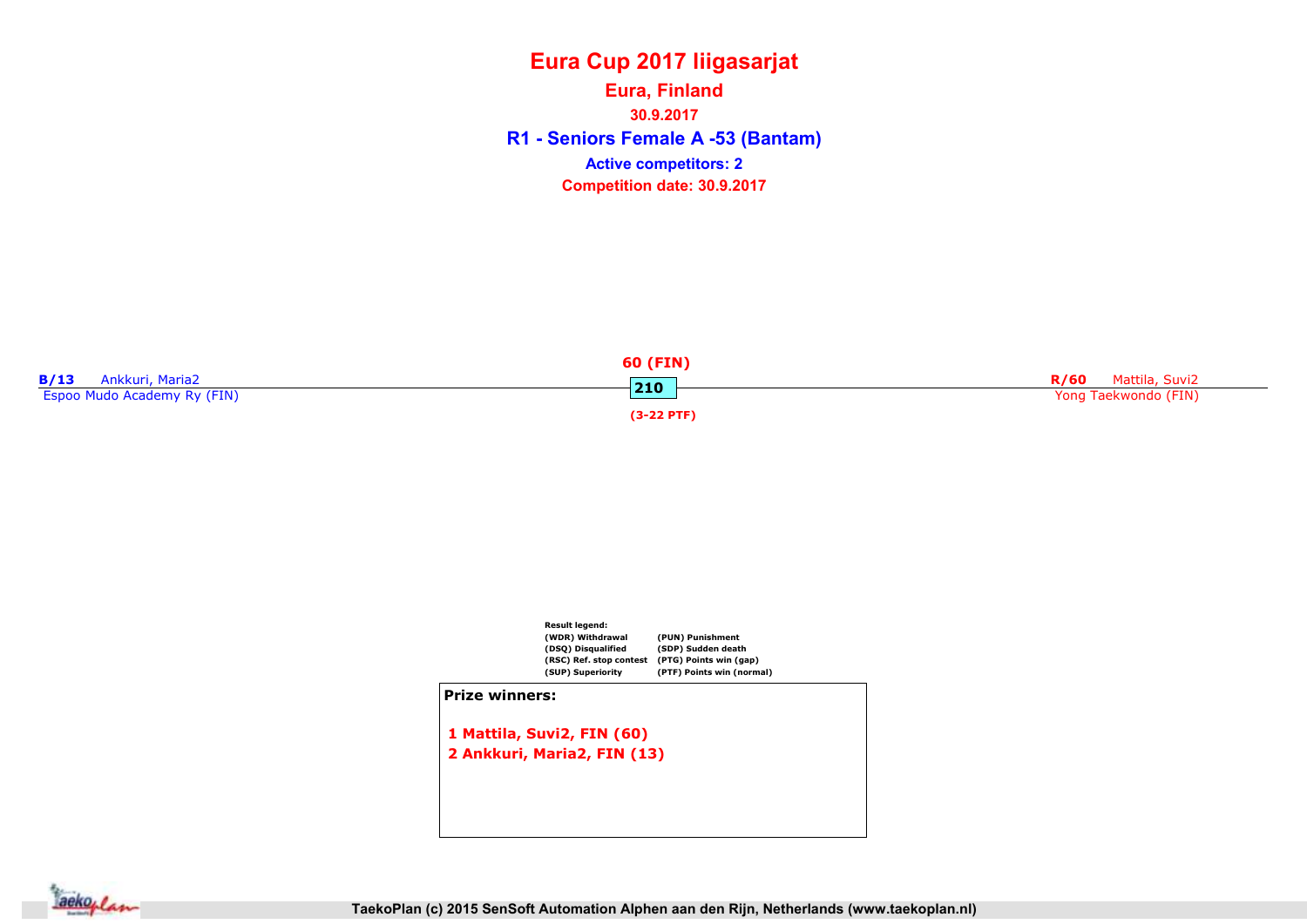# Eura Cup 2017 liigasarjat

## Eura, Finland

30.9.2017

## R1 - Seniors Female A -53 (Bantam)

Active competitors: 2

Competition date: 30.9.2017

**B/13** Ankkuri, Maria2
Espoo Mudo Academy Ry (FIN)

60 (FIN)
**210**
(3-22 PTF)

**R/60** Mattila, Suvi2
Yong Taekwondo (FIN)

Result legend:

| | |
|---|---|
| (WDR) Withdrawal | (PUN) Punishment |
| (DSQ) Disqualified | (SDP) Sudden death |
| (RSC) Ref. stop contest | (PTG) Points win (gap) |
| (SUP) Superiority | (PTF) Points win (normal) |

**Prize winners:**

1 Mattila, Suvi2, FIN (60)
2 Ankkuri, Maria2, FIN (13)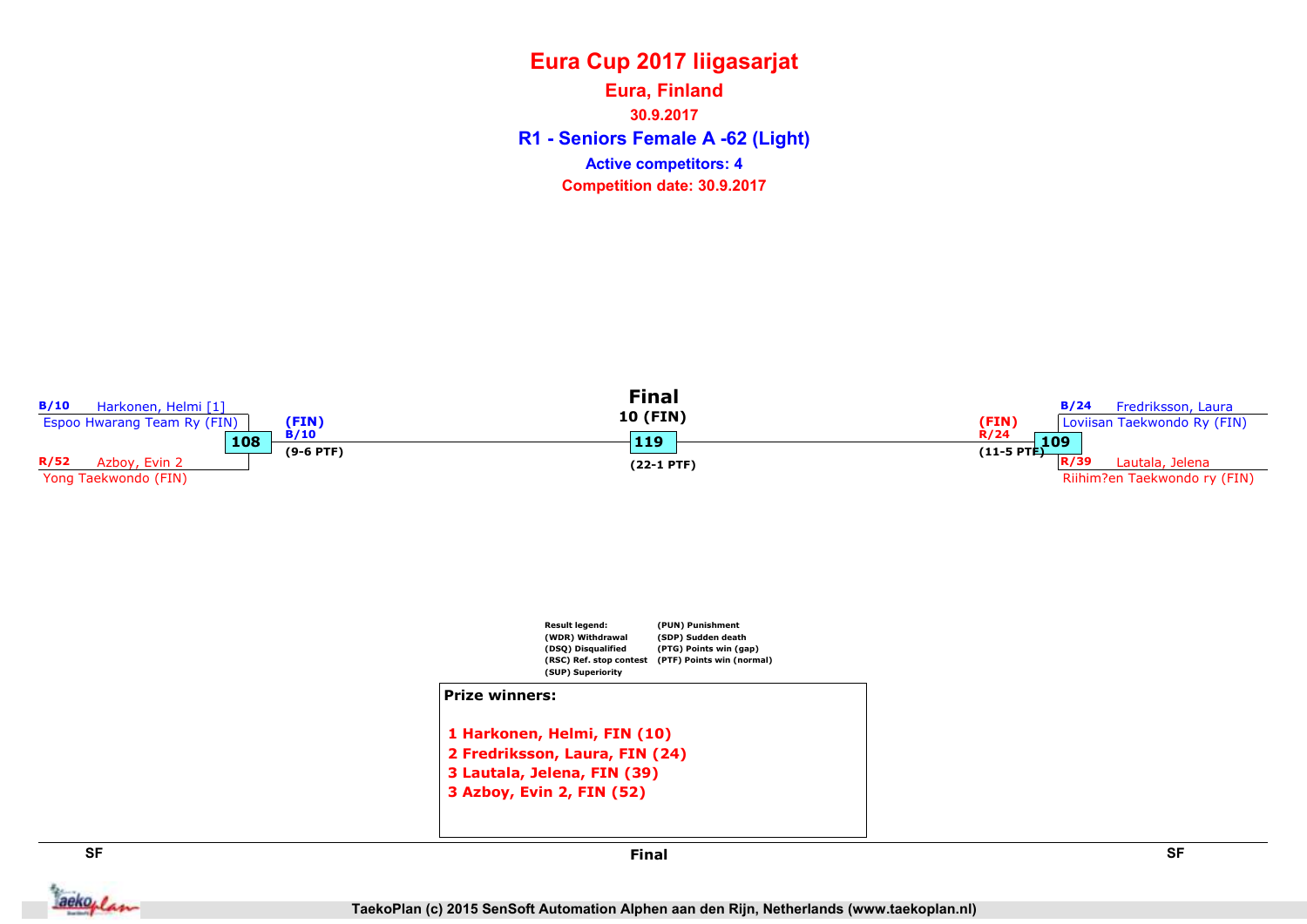# Eura Cup 2017 liigasarjat

## Eura, Finland

**30.9.2017**

## R1 - Seniors Female A -62 (Light)

**Active competitors: 4**

**Competition date: 30.9.2017**

### SF

B/10 Harkonen, Helmi [1]
Espoo Hwarang Team Ry (FIN)

**108** — (FIN) B/10 (9-6 PTF)

R/52 Azboy, Evin 2
Yong Taekwondo (FIN)

### Final

10 (FIN)

**119** — (22-1 PTF)

### SF

B/24 Fredriksson, Laura
Loviisan Taekwondo Ry (FIN)

**109** — (FIN) R/24 (11-5 PTF)

R/39 Lautala, Jelena
Riihim?en Taekwondo ry (FIN)

Result legend:
(WDR) Withdrawal
(DSQ) Disqualified
(RSC) Ref. stop contest
(SUP) Superiority
(PUN) Punishment
(SDP) Sudden death
(PTG) Points win (gap)
(PTF) Points win (normal)

**Prize winners:**

1 Harkonen, Helmi, FIN (10)
2 Fredriksson, Laura, FIN (24)
3 Lautala, Jelena, FIN (39)
3 Azboy, Evin 2, FIN (52)

TaekoPlan (c) 2015 SenSoft Automation Alphen aan den Rijn, Netherlands (www.taekoplan.nl)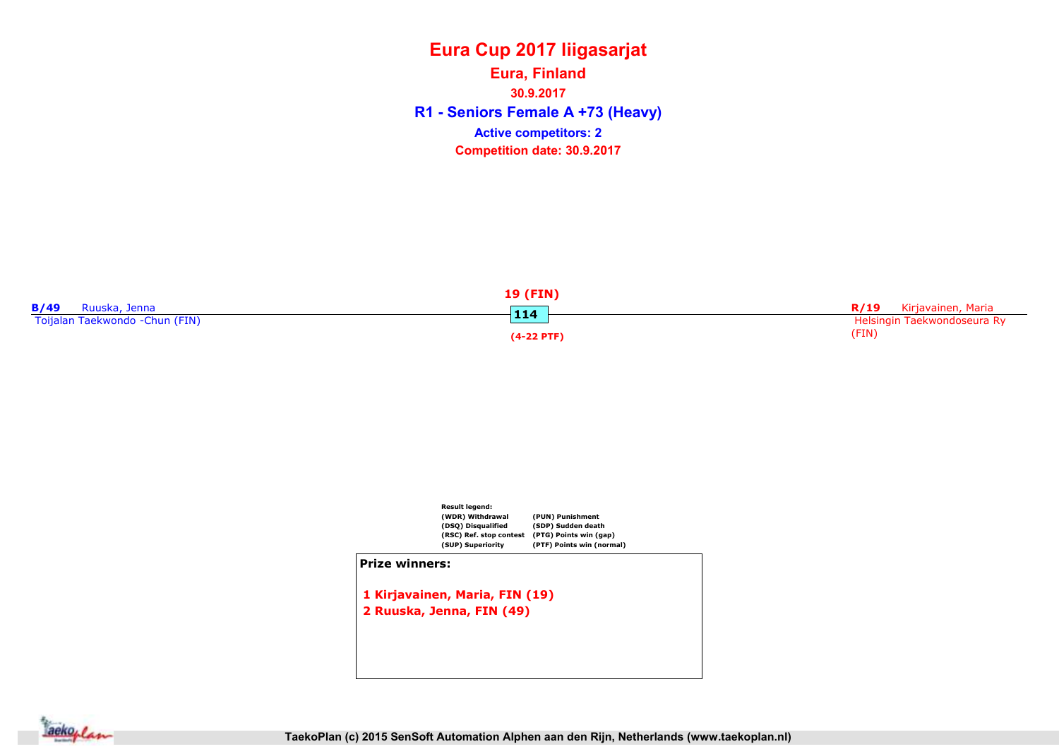# Eura Cup 2017 liigasarjat

## Eura, Finland

30.9.2017

## R1 - Seniors Female A +73 (Heavy)

Active competitors: 2

Competition date: 30.9.2017

**B/49** Ruuska, Jenna
Toijalan Taekwondo -Chun (FIN)

19 (FIN)
114
(4-22 PTF)

**R/19** Kirjavainen, Maria
Helsingin Taekwondoseura Ry (FIN)

Result legend:
(WDR) Withdrawal
(DSQ) Disqualified
(RSC) Ref. stop contest
(SUP) Superiority
(PUN) Punishment
(SDP) Sudden death
(PTG) Points win (gap)
(PTF) Points win (normal)

**Prize winners:**

1 Kirjavainen, Maria, FIN (19)
2 Ruuska, Jenna, FIN (49)

TaekoPlan (c) 2015 SenSoft Automation Alphen aan den Rijn, Netherlands (www.taekoplan.nl)